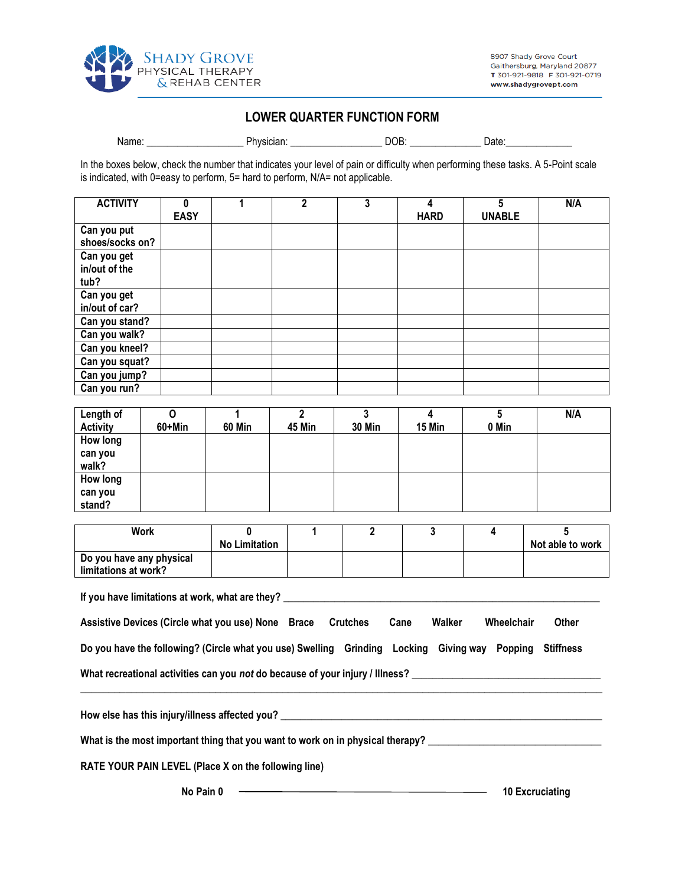Shady Grove Physical Therapy & Rehab Center

8907 Shady Grove Court
Gaithersburg, Maryland 20877
T 301-921-9818 F 301-921-0719
www.shadygrovept.com

# LOWER QUARTER FUNCTION FORM

Name: __________________ Physician: _________________ DOB: _____________ Date:____________

In the boxes below, check the number that indicates your level of pain or difficulty when performing these tasks. A 5-Point scale is indicated, with 0=easy to perform, 5= hard to perform, N/A= not applicable.

| ACTIVITY | 0 EASY | 1 | 2 | 3 | 4 HARD | 5 UNABLE | N/A |
|---|---|---|---|---|---|---|---|
| Can you put shoes/socks on? | | | | | | | |
| Can you get in/out of the tub? | | | | | | | |
| Can you get in/out of car? | | | | | | | |
| Can you stand? | | | | | | | |
| Can you walk? | | | | | | | |
| Can you kneel? | | | | | | | |
| Can you squat? | | | | | | | |
| Can you jump? | | | | | | | |
| Can you run? | | | | | | | |

| Length of Activity | 0 60+Min | 1 60 Min | 2 45 Min | 3 30 Min | 4 15 Min | 5 0 Min | N/A |
|---|---|---|---|---|---|---|---|
| How long can you walk? | | | | | | | |
| How long can you stand? | | | | | | | |

| Work | 0 No Limitation | 1 | 2 | 3 | 4 | 5 Not able to work |
|---|---|---|---|---|---|---|
| Do you have any physical limitations at work? | | | | | | |

**If you have limitations at work, what are they?** ____________________________________________________________

**Assistive Devices (Circle what you use) None Brace Crutches Cane Walker Wheelchair Other**

**Do you have the following? (Circle what you use) Swelling Grinding Locking Giving way Popping Stiffness**

**What recreational activities can you *not* do because of your injury / Illness?** ____________________________________
_____________________________________________________________________________________________

**How else has this injury/illness affected you?** _______________________________________________________________

**What is the most important thing that you want to work on in physical therapy?** ________________________________

**RATE YOUR PAIN LEVEL (Place X on the following line)**

**No Pain 0** ________________________________________ **10 Excruciating**